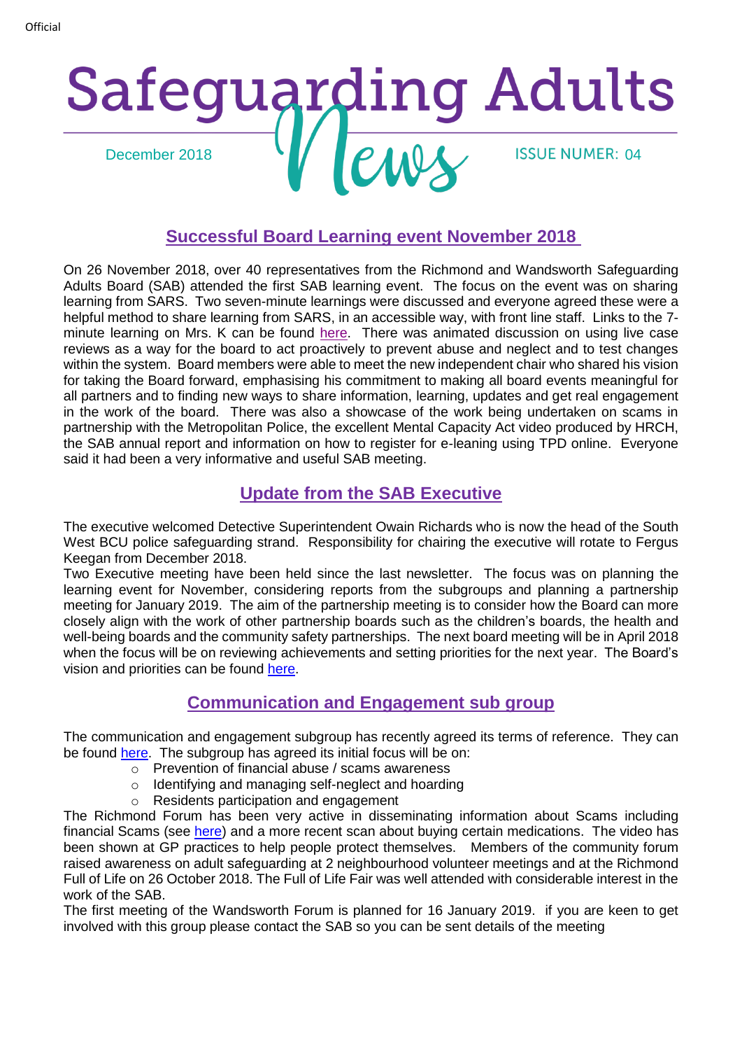Official

# Safeguarding Adults News

December 2018

ISSUE NUMER: 04

## Successful Board Learning event November 2018

On 26 November 2018, over 40 representatives from the Richmond and Wandsworth Safeguarding Adults Board (SAB) attended the first SAB learning event. The focus on the event was on sharing learning from SARS. Two seven-minute learnings were discussed and everyone agreed these were a helpful method to share learning from SARS, in an accessible way, with front line staff. Links to the 7-minute learning on Mrs. K can be found here. There was animated discussion on using live case reviews as a way for the board to act proactively to prevent abuse and neglect and to test changes within the system. Board members were able to meet the new independent chair who shared his vision for taking the Board forward, emphasising his commitment to making all board events meaningful for all partners and to finding new ways to share information, learning, updates and get real engagement in the work of the board. There was also a showcase of the work being undertaken on scams in partnership with the Metropolitan Police, the excellent Mental Capacity Act video produced by HRCH, the SAB annual report and information on how to register for e-leaning using TPD online. Everyone said it had been a very informative and useful SAB meeting.

## Update from the SAB Executive

The executive welcomed Detective Superintendent Owain Richards who is now the head of the South West BCU police safeguarding strand. Responsibility for chairing the executive will rotate to Fergus Keegan from December 2018.

Two Executive meeting have been held since the last newsletter. The focus was on planning the learning event for November, considering reports from the subgroups and planning a partnership meeting for January 2019. The aim of the partnership meeting is to consider how the Board can more closely align with the work of other partnership boards such as the children's boards, the health and well-being boards and the community safety partnerships. The next board meeting will be in April 2018 when the focus will be on reviewing achievements and setting priorities for the next year. The Board's vision and priorities can be found here.

## Communication and Engagement sub group

The communication and engagement subgroup has recently agreed its terms of reference. They can be found here. The subgroup has agreed its initial focus will be on:

- Prevention of financial abuse / scams awareness
- Identifying and managing self-neglect and hoarding
- Residents participation and engagement

The Richmond Forum has been very active in disseminating information about Scams including financial Scams (see here) and a more recent scan about buying certain medications. The video has been shown at GP practices to help people protect themselves. Members of the community forum raised awareness on adult safeguarding at 2 neighbourhood volunteer meetings and at the Richmond Full of Life on 26 October 2018. The Full of Life Fair was well attended with considerable interest in the work of the SAB.

The first meeting of the Wandsworth Forum is planned for 16 January 2019. if you are keen to get involved with this group please contact the SAB so you can be sent details of the meeting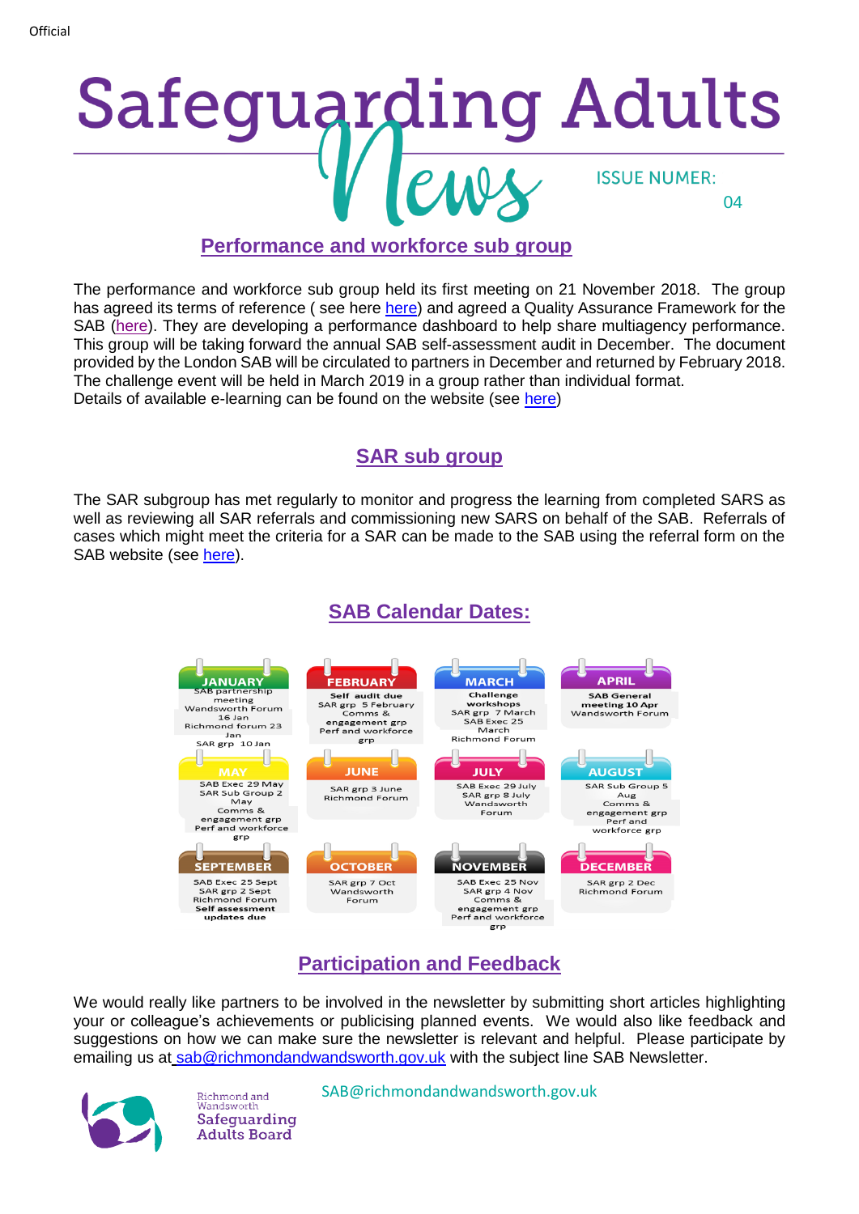Official

# Safeguarding Adults News

ISSUE NUMER: 04

## Performance and workforce sub group

The performance and workforce sub group held its first meeting on 21 November 2018. The group has agreed its terms of reference ( see here [here](here)) and agreed a Quality Assurance Framework for the SAB ([here](here)). They are developing a performance dashboard to help share multiagency performance. This group will be taking forward the annual SAB self-assessment audit in December. The document provided by the London SAB will be circulated to partners in December and returned by February 2018. The challenge event will be held in March 2019 in a group rather than individual format.
Details of available e-learning can be found on the website (see [here](here))

## SAR sub group

The SAR subgroup has met regularly to monitor and progress the learning from completed SARS as well as reviewing all SAR referrals and commissioning new SARS on behalf of the SAB. Referrals of cases which might meet the criteria for a SAR can be made to the SAB using the referral form on the SAB website (see [here](here)).

## SAB Calendar Dates:

**JANUARY**
SAB partnership meeting
Wandsworth Forum 16 Jan
Richmond forum 23 Jan
SAR grp 10 Jan

**FEBRUARY**
**Self audit due**
SAR grp 5 February
Comms & engagement grp
Perf and workforce grp

**MARCH**
**Challenge workshops**
SAR grp 7 March
SAB Exec 25 March
Richmond Forum

**APRIL**
**SAB General meeting 10 Apr**
Wandsworth Forum

**MAY**
SAB Exec 29 May
SAR Sub Group 2 May
Comms & engagement grp
Perf and workforce grp

**JUNE**
SAR grp 3 June
Richmond Forum

**JULY**
SAB Exec 29 July
SAR grp 8 July
Wandsworth Forum

**AUGUST**
SAR Sub Group 5 Aug
Comms & engagement grp
Perf and workforce grp

**SEPTEMBER**
SAB Exec 25 Sept
SAR grp 2 Sept
Richmond Forum
**Self assessment updates due**

**OCTOBER**
SAR grp 7 Oct
Wandsworth Forum

**NOVEMBER**
SAB Exec 25 Nov
SAR grp 4 Nov
Comms & engagement grp
Perf and workforce grp

**DECEMBER**
SAR grp 2 Dec
Richmond Forum

## Participation and Feedback

We would really like partners to be involved in the newsletter by submitting short articles highlighting your or colleague's achievements or publicising planned events. We would also like feedback and suggestions on how we can make sure the newsletter is relevant and helpful. Please participate by emailing us at [sab@richmondandwandsworth.gov.uk](mailto:sab@richmondandwandsworth.gov.uk) with the subject line SAB Newsletter.

Richmond and Wandsworth
Safeguarding Adults Board

SAB@richmondandwandsworth.gov.uk